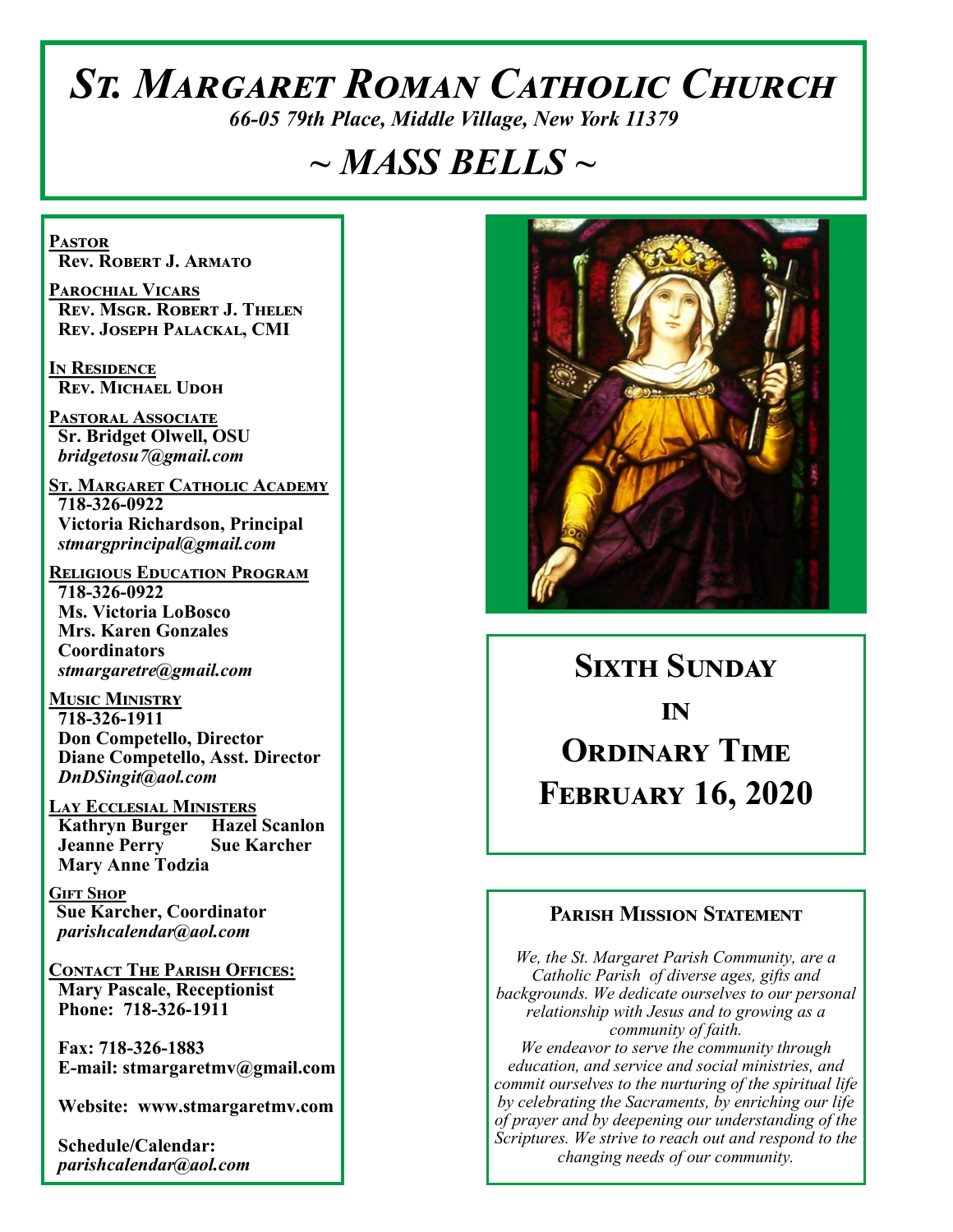# St. Margaret Roman Catholic Church

*66-05 79th Place, Middle Village, New York 11379*

# ~ MASS BELLS ~

**Pastor**
**Rev. Robert J. Armato**

**Parochial Vicars**
**Rev. Msgr. Robert J. Thelen**
**Rev. Joseph Palackal, CMI**

**In Residence**
**Rev. Michael Udoh**

**Pastoral Associate**
**Sr. Bridget Olwell, OSU**
*bridgetosu7@gmail.com*

**St. Margaret Catholic Academy**
**718-326-0922**
**Victoria Richardson, Principal**
*stmargprincipal@gmail.com*

**Religious Education Program**
**718-326-0922**
**Ms. Victoria LoBosco**
**Mrs. Karen Gonzales**
**Coordinators**
*stmargaretre@gmail.com*

**Music Ministry**
**718-326-1911**
**Don Competello, Director**
**Diane Competello, Asst. Director**
*DnDSingit@aol.com*

**Lay Ecclesial Ministers**
**Kathryn Burger**
**Hazel Scanlon**
**Jeanne Perry**
**Sue Karcher**
**Mary Anne Todzia**

**Gift Shop**
**Sue Karcher, Coordinator**
*parishcalendar@aol.com*

**Contact The Parish Offices:**
**Mary Pascale, Receptionist**
**Phone: 718-326-1911**

**Fax: 718-326-1883**
**E-mail: stmargaretmv@gmail.com**

**Website: www.stmargaretmv.com**

**Schedule/Calendar:**
*parishcalendar@aol.com*

## Sixth Sunday in Ordinary Time
## February 16, 2020

### Parish Mission Statement

*We, the St. Margaret Parish Community, are a Catholic Parish of diverse ages, gifts and backgrounds. We dedicate ourselves to our personal relationship with Jesus and to growing as a community of faith.*
*We endeavor to serve the community through education, and service and social ministries, and commit ourselves to the nurturing of the spiritual life by celebrating the Sacraments, by enriching our life of prayer and by deepening our understanding of the Scriptures. We strive to reach out and respond to the changing needs of our community.*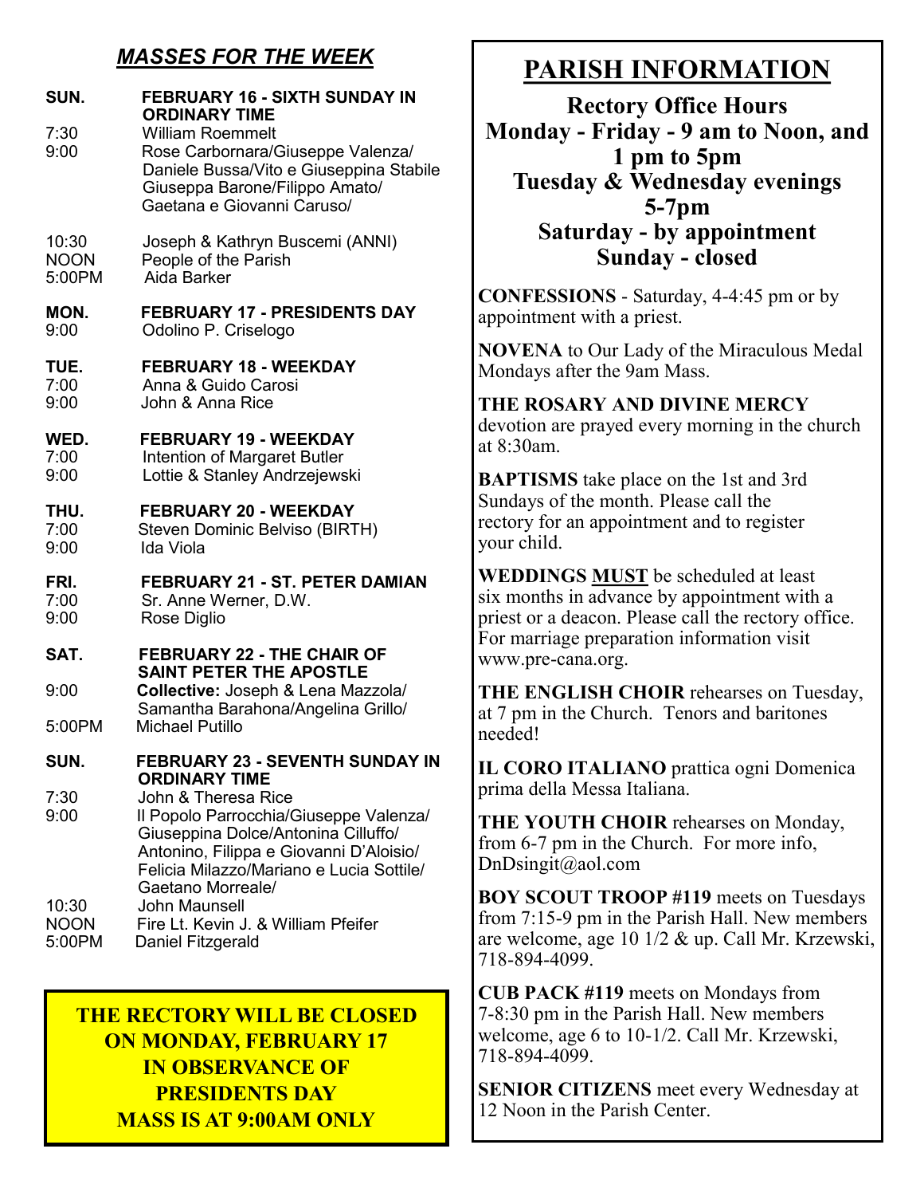## *MASSES FOR THE WEEK*

**SUN. FEBRUARY 16 - SIXTH SUNDAY IN ORDINARY TIME**

- 7:30 William Roemmelt
- 9:00 Rose Carbornara/Giuseppe Valenza/ Daniele Bussa/Vito e Giuseppina Stabile Giuseppa Barone/Filippo Amato/ Gaetana e Giovanni Caruso/
- 10:30 Joseph & Kathryn Buscemi (ANNI)
- NOON People of the Parish
- 5:00PM Aida Barker

**MON. FEBRUARY 17 - PRESIDENTS DAY**

- 9:00 Odolino P. Criselogo

**TUE. FEBRUARY 18 - WEEKDAY**

- 7:00 Anna & Guido Carosi
- 9:00 John & Anna Rice

**WED. FEBRUARY 19 - WEEKDAY**

- 7:00 Intention of Margaret Butler
- 9:00 Lottie & Stanley Andrzejewski

**THU. FEBRUARY 20 - WEEKDAY**

- 7:00 Steven Dominic Belviso (BIRTH)
- 9:00 Ida Viola

**FRI. FEBRUARY 21 - ST. PETER DAMIAN**

- 7:00 Sr. Anne Werner, D.W.
- 9:00 Rose Diglio

**SAT. FEBRUARY 22 - THE CHAIR OF SAINT PETER THE APOSTLE**

- 9:00 **Collective:** Joseph & Lena Mazzola/ Samantha Barahona/Angelina Grillo/
- 5:00PM Michael Putillo

**SUN. FEBRUARY 23 - SEVENTH SUNDAY IN ORDINARY TIME**

- 7:30 John & Theresa Rice
- 9:00 Il Popolo Parrocchia/Giuseppe Valenza/ Giuseppina Dolce/Antonina Cilluffo/ Antonino, Filippa e Giovanni D'Aloisio/ Felicia Milazzo/Mariano e Lucia Sottile/ Gaetano Morreale/
- 10:30 John Maunsell
- NOON Fire Lt. Kevin J. & William Pfeifer
- 5:00PM Daniel Fitzgerald

**THE RECTORY WILL BE CLOSED ON MONDAY, FEBRUARY 17 IN OBSERVANCE OF PRESIDENTS DAY MASS IS AT 9:00AM ONLY**

# PARISH INFORMATION

**Rectory Office Hours**
**Monday - Friday - 9 am to Noon, and 1 pm to 5pm**
**Tuesday & Wednesday evenings 5-7pm**
**Saturday - by appointment**
**Sunday - closed**

**CONFESSIONS** - Saturday, 4-4:45 pm or by appointment with a priest.

**NOVENA** to Our Lady of the Miraculous Medal Mondays after the 9am Mass.

**THE ROSARY AND DIVINE MERCY** devotion are prayed every morning in the church at 8:30am.

**BAPTISMS** take place on the 1st and 3rd Sundays of the month. Please call the rectory for an appointment and to register your child.

**WEDDINGS MUST** be scheduled at least six months in advance by appointment with a priest or a deacon. Please call the rectory office. For marriage preparation information visit www.pre-cana.org.

**THE ENGLISH CHOIR** rehearses on Tuesday, at 7 pm in the Church. Tenors and baritones needed!

**IL CORO ITALIANO** prattica ogni Domenica prima della Messa Italiana.

**THE YOUTH CHOIR** rehearses on Monday, from 6-7 pm in the Church. For more info, DnDsingit@aol.com

**BOY SCOUT TROOP #119** meets on Tuesdays from 7:15-9 pm in the Parish Hall. New members are welcome, age 10 1/2 & up. Call Mr. Krzewski, 718-894-4099.

**CUB PACK #119** meets on Mondays from 7-8:30 pm in the Parish Hall. New members welcome, age 6 to 10-1/2. Call Mr. Krzewski, 718-894-4099.

**SENIOR CITIZENS** meet every Wednesday at 12 Noon in the Parish Center.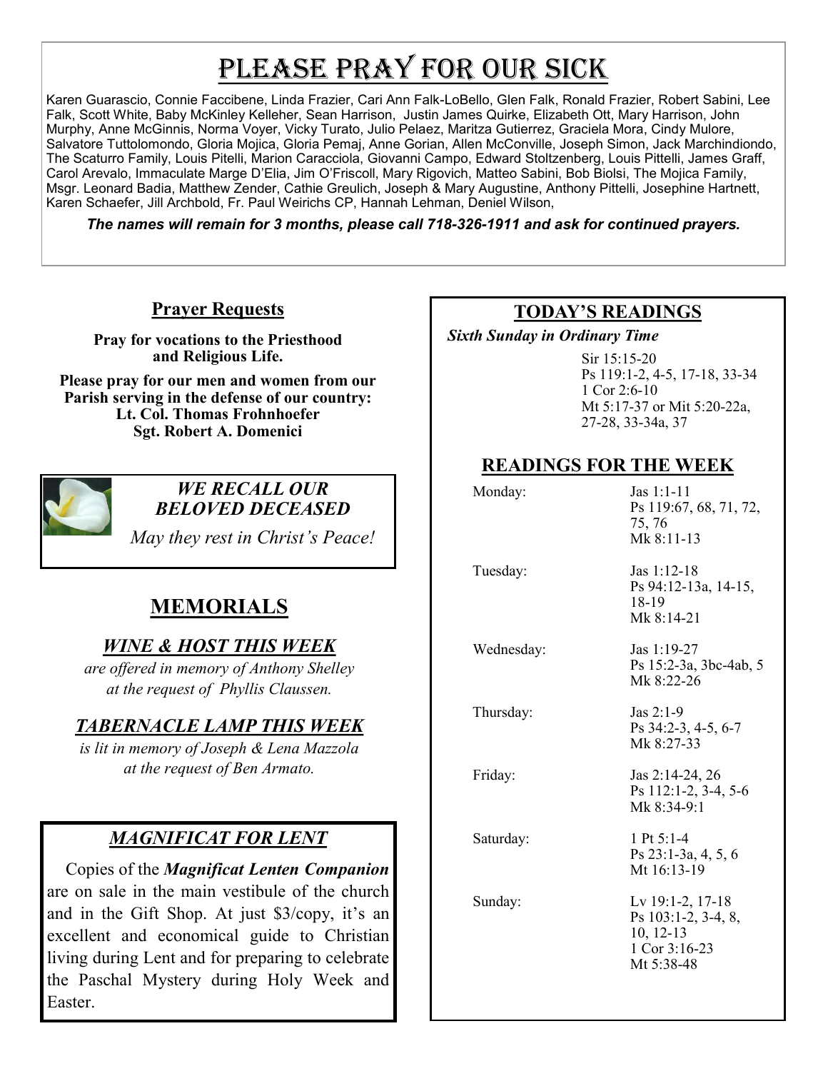# Please Pray for our Sick

Karen Guarascio, Connie Faccibene, Linda Frazier, Cari Ann Falk-LoBello, Glen Falk, Ronald Frazier, Robert Sabini, Lee Falk, Scott White, Baby McKinley Kelleher, Sean Harrison, Justin James Quirke, Elizabeth Ott, Mary Harrison, John Murphy, Anne McGinnis, Norma Voyer, Vicky Turato, Julio Pelaez, Maritza Gutierrez, Graciela Mora, Cindy Mulore, Salvatore Tuttolomondo, Gloria Mojica, Gloria Pemaj, Anne Gorian, Allen McConville, Joseph Simon, Jack Marchindiondo, The Scaturro Family, Louis Pitelli, Marion Caracciola, Giovanni Campo, Edward Stoltzenberg, Louis Pittelli, James Graff, Carol Arevalo, Immaculate Marge D'Elia, Jim O'Friscoll, Mary Rigovich, Matteo Sabini, Bob Biolsi, The Mojica Family, Msgr. Leonard Badia, Matthew Zender, Cathie Greulich, Joseph & Mary Augustine, Anthony Pittelli, Josephine Hartnett, Karen Schaefer, Jill Archbold, Fr. Paul Weirichs CP, Hannah Lehman, Deniel Wilson,

***The names will remain for 3 months, please call 718-326-1911 and ask for continued prayers.***

## Prayer Requests

**Pray for vocations to the Priesthood and Religious Life.**

**Please pray for our men and women from our Parish serving in the defense of our country:**
**Lt. Col. Thomas Frohnhoefer**
**Sgt. Robert A. Domenici**

### *WE RECALL OUR BELOVED DECEASED*

*May they rest in Christ's Peace!*

## MEMORIALS

### *WINE & HOST THIS WEEK*

*are offered in memory of Anthony Shelley at the request of Phyllis Claussen.*

### *TABERNACLE LAMP THIS WEEK*

*is lit in memory of Joseph & Lena Mazzola at the request of Ben Armato.*

### *MAGNIFICAT FOR LENT*

Copies of the ***Magnificat Lenten Companion*** are on sale in the main vestibule of the church and in the Gift Shop. At just $3/copy, it's an excellent and economical guide to Christian living during Lent and for preparing to celebrate the Paschal Mystery during Holy Week and Easter.

## TODAY'S READINGS

***Sixth Sunday in Ordinary Time***

Sir 15:15-20
Ps 119:1-2, 4-5, 17-18, 33-34
1 Cor 2:6-10
Mt 5:17-37 or Mit 5:20-22a, 27-28, 33-34a, 37

## READINGS FOR THE WEEK

| Day | Readings |
|---|---|
| Monday: | Jas 1:1-11<br>Ps 119:67, 68, 71, 72, 75, 76<br>Mk 8:11-13 |
| Tuesday: | Jas 1:12-18<br>Ps 94:12-13a, 14-15, 18-19<br>Mk 8:14-21 |
| Wednesday: | Jas 1:19-27<br>Ps 15:2-3a, 3bc-4ab, 5<br>Mk 8:22-26 |
| Thursday: | Jas 2:1-9<br>Ps 34:2-3, 4-5, 6-7<br>Mk 8:27-33 |
| Friday: | Jas 2:14-24, 26<br>Ps 112:1-2, 3-4, 5-6<br>Mk 8:34-9:1 |
| Saturday: | 1 Pt 5:1-4<br>Ps 23:1-3a, 4, 5, 6<br>Mt 16:13-19 |
| Sunday: | Lv 19:1-2, 17-18<br>Ps 103:1-2, 3-4, 8, 10, 12-13<br>1 Cor 3:16-23<br>Mt 5:38-48 |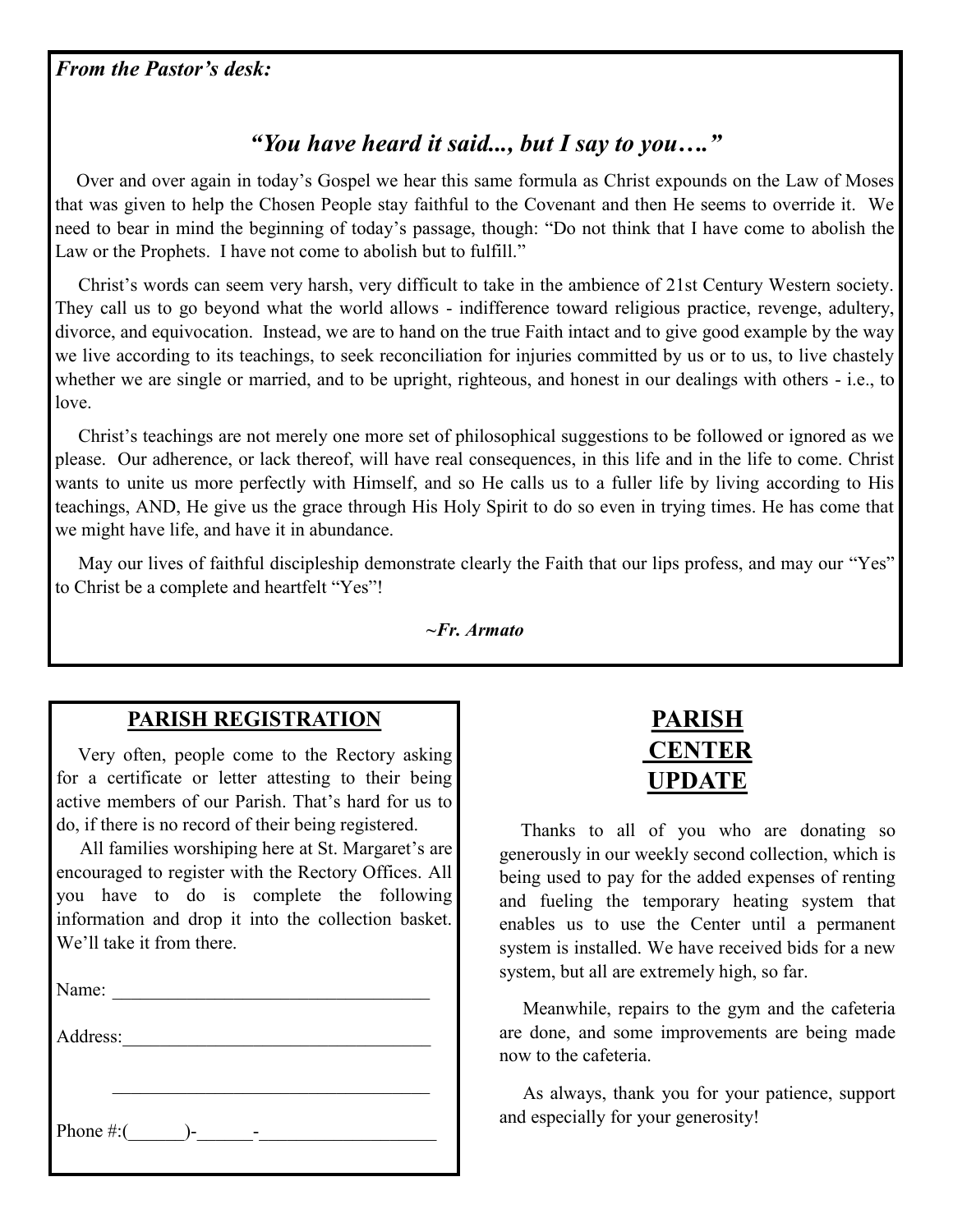*From the Pastor's desk:*

## *"You have heard it said..., but I say to you…."*

Over and over again in today's Gospel we hear this same formula as Christ expounds on the Law of Moses that was given to help the Chosen People stay faithful to the Covenant and then He seems to override it. We need to bear in mind the beginning of today's passage, though: "Do not think that I have come to abolish the Law or the Prophets. I have not come to abolish but to fulfill."

Christ's words can seem very harsh, very difficult to take in the ambience of 21st Century Western society. They call us to go beyond what the world allows - indifference toward religious practice, revenge, adultery, divorce, and equivocation. Instead, we are to hand on the true Faith intact and to give good example by the way we live according to its teachings, to seek reconciliation for injuries committed by us or to us, to live chastely whether we are single or married, and to be upright, righteous, and honest in our dealings with others - i.e., to love.

Christ's teachings are not merely one more set of philosophical suggestions to be followed or ignored as we please. Our adherence, or lack thereof, will have real consequences, in this life and in the life to come. Christ wants to unite us more perfectly with Himself, and so He calls us to a fuller life by living according to His teachings, AND, He give us the grace through His Holy Spirit to do so even in trying times. He has come that we might have life, and have it in abundance.

May our lives of faithful discipleship demonstrate clearly the Faith that our lips profess, and may our "Yes" to Christ be a complete and heartfelt "Yes"!

***~Fr. Armato***

## PARISH REGISTRATION

Very often, people come to the Rectory asking for a certificate or letter attesting to their being active members of our Parish. That's hard for us to do, if there is no record of their being registered.

All families worshiping here at St. Margaret's are encouraged to register with the Rectory Offices. All you have to do is complete the following information and drop it into the collection basket. We'll take it from there.

Name: ___________________________________

Address:_________________________________

_________________________________

Phone #:(______)-______-__________________

## PARISH CENTER UPDATE

Thanks to all of you who are donating so generously in our weekly second collection, which is being used to pay for the added expenses of renting and fueling the temporary heating system that enables us to use the Center until a permanent system is installed. We have received bids for a new system, but all are extremely high, so far.

Meanwhile, repairs to the gym and the cafeteria are done, and some improvements are being made now to the cafeteria.

As always, thank you for your patience, support and especially for your generosity!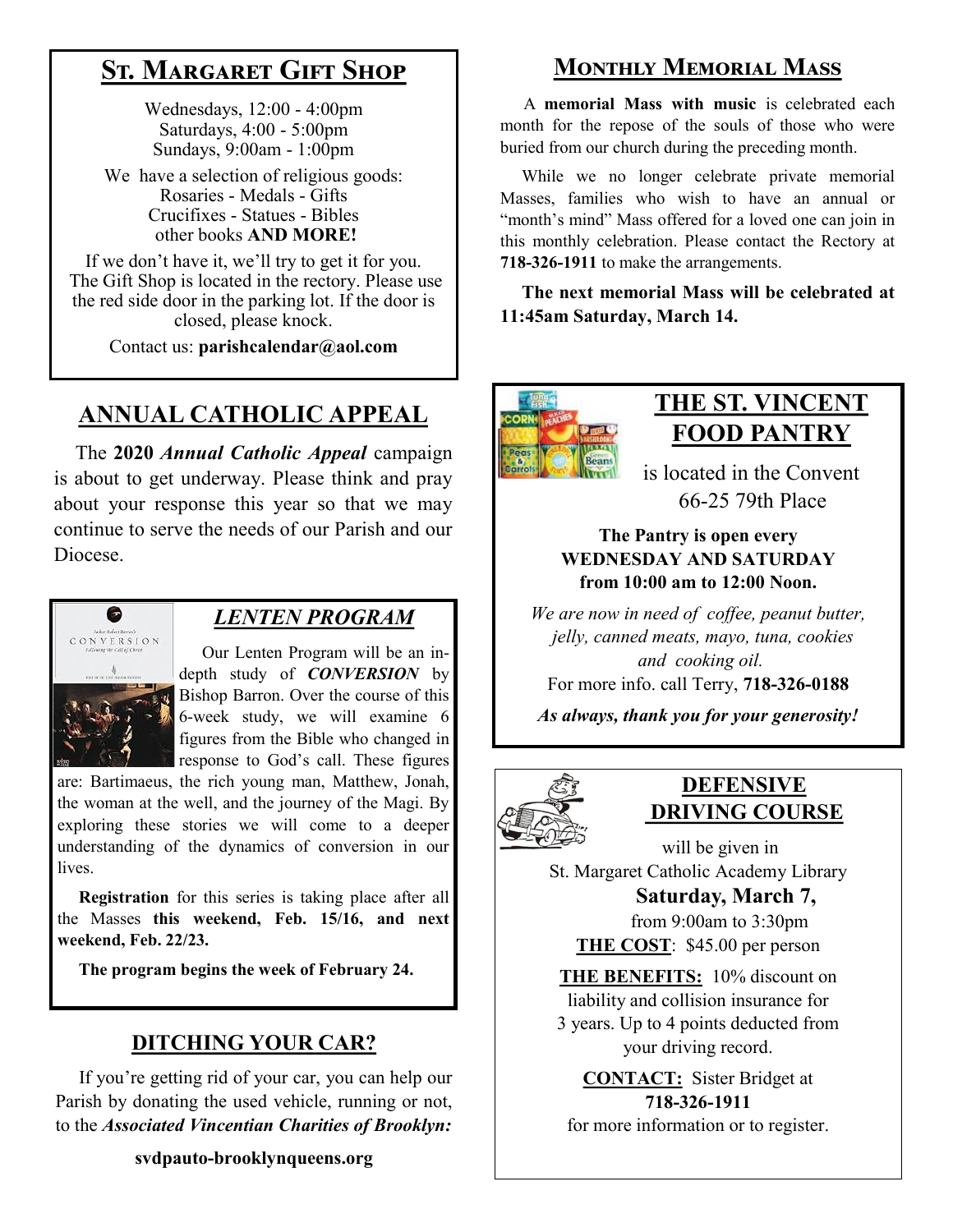## St. Margaret Gift Shop

Wednesdays, 12:00 - 4:00pm
Saturdays, 4:00 - 5:00pm
Sundays, 9:00am - 1:00pm

We have a selection of religious goods:
Rosaries - Medals - Gifts
Crucifixes - Statues - Bibles
other books **AND MORE!**

If we don't have it, we'll try to get it for you. The Gift Shop is located in the rectory. Please use the red side door in the parking lot. If the door is closed, please knock.

Contact us: **parishcalendar@aol.com**

## ANNUAL CATHOLIC APPEAL

The **2020** ***Annual Catholic Appeal*** campaign is about to get underway. Please think and pray about your response this year so that we may continue to serve the needs of our Parish and our Diocese.

## *LENTEN PROGRAM*

Our Lenten Program will be an in-depth study of ***CONVERSION*** by Bishop Barron. Over the course of this 6-week study, we will examine 6 figures from the Bible who changed in response to God's call. These figures are: Bartimaeus, the rich young man, Matthew, Jonah, the woman at the well, and the journey of the Magi. By exploring these stories we will come to a deeper understanding of the dynamics of conversion in our lives.

**Registration** for this series is taking place after all the Masses **this weekend, Feb. 15/16, and next weekend, Feb. 22/23.**

**The program begins the week of February 24.**

## DITCHING YOUR CAR?

If you're getting rid of your car, you can help our Parish by donating the used vehicle, running or not, to the ***Associated Vincentian Charities of Brooklyn:***

**svdpauto-brooklynqueens.org**

## Monthly Memorial Mass

A **memorial Mass with music** is celebrated each month for the repose of the souls of those who were buried from our church during the preceding month.

While we no longer celebrate private memorial Masses, families who wish to have an annual or "month's mind" Mass offered for a loved one can join in this monthly celebration. Please contact the Rectory at **718-326-1911** to make the arrangements.

**The next memorial Mass will be celebrated at 11:45am Saturday, March 14.**

## THE ST. VINCENT FOOD PANTRY

is located in the Convent
66-25 79th Place

**The Pantry is open every WEDNESDAY AND SATURDAY from 10:00 am to 12:00 Noon.**

*We are now in need of coffee, peanut butter, jelly, canned meats, mayo, tuna, cookies and cooking oil.*

For more info. call Terry, **718-326-0188**

***As always, thank you for your generosity!***

## DEFENSIVE DRIVING COURSE

will be given in
St. Margaret Catholic Academy Library
**Saturday, March 7,**
from 9:00am to 3:30pm

**THE COST**: $45.00 per person

**THE BENEFITS:** 10% discount on liability and collision insurance for 3 years. Up to 4 points deducted from your driving record.

**CONTACT:** Sister Bridget at **718-326-1911** for more information or to register.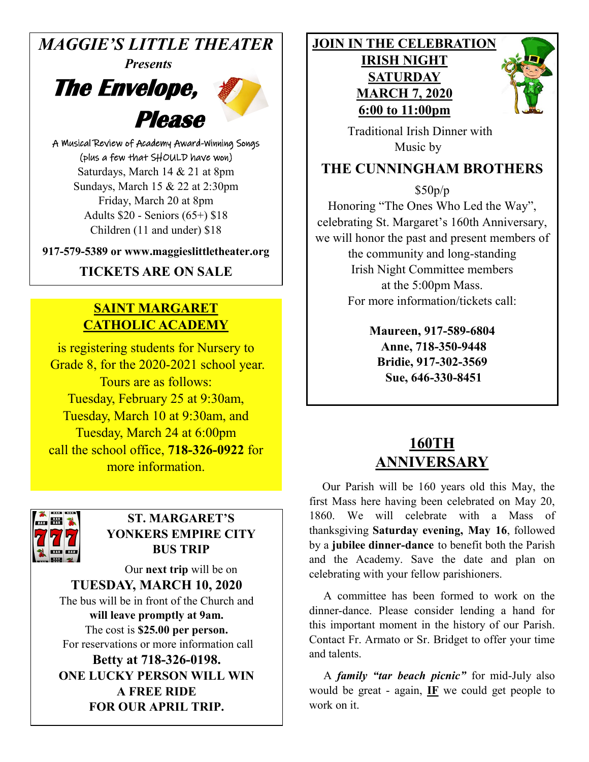# *MAGGIE'S LITTLE THEATER*

***Presents***

## *The Envelope, Please*

A Musical Review of Academy Award-Winning Songs
(plus a few that SHOULD have won)
Saturdays, March 14 & 21 at 8pm
Sundays, March 15 & 22 at 2:30pm
Friday, March 20 at 8pm
Adults $20 - Seniors (65+) $18
Children (11 and under) $18

**917-579-5389 or www.maggieslittletheater.org**

**TICKETS ARE ON SALE**

## SAINT MARGARET CATHOLIC ACADEMY

is registering students for Nursery to Grade 8, for the 2020-2021 school year.
Tours are as follows:
Tuesday, February 25 at 9:30am,
Tuesday, March 10 at 9:30am, and
Tuesday, March 24 at 6:00pm
call the school office, **718-326-0922** for more information.

## ST. MARGARET'S YONKERS EMPIRE CITY BUS TRIP

Our **next trip** will be on

**TUESDAY, MARCH 10, 2020**

The bus will be in front of the Church and **will leave promptly at 9am.**
The cost is **$25.00 per person.**
For reservations or more information call

**Betty at 718-326-0198.**

**ONE LUCKY PERSON WILL WIN A FREE RIDE FOR OUR APRIL TRIP.**

## JOIN IN THE CELEBRATION IRISH NIGHT SATURDAY MARCH 7, 2020 6:00 to 11:00pm

Traditional Irish Dinner with Music by

## THE CUNNINGHAM BROTHERS

$50p/p

Honoring "The Ones Who Led the Way", celebrating St. Margaret's 160th Anniversary, we will honor the past and present members of the community and long-standing Irish Night Committee members at the 5:00pm Mass.
For more information/tickets call:

**Maureen, 917-589-6804**
**Anne, 718-350-9448**
**Bridie, 917-302-3569**
**Sue, 646-330-8451**

## 160TH ANNIVERSARY

Our Parish will be 160 years old this May, the first Mass here having been celebrated on May 20, 1860. We will celebrate with a Mass of thanksgiving **Saturday evening, May 16**, followed by a **jubilee dinner-dance** to benefit both the Parish and the Academy. Save the date and plan on celebrating with your fellow parishioners.

A committee has been formed to work on the dinner-dance. Please consider lending a hand for this important moment in the history of our Parish. Contact Fr. Armato or Sr. Bridget to offer your time and talents.

A ***family "tar beach picnic"*** for mid-July also would be great - again, **IF** we could get people to work on it.